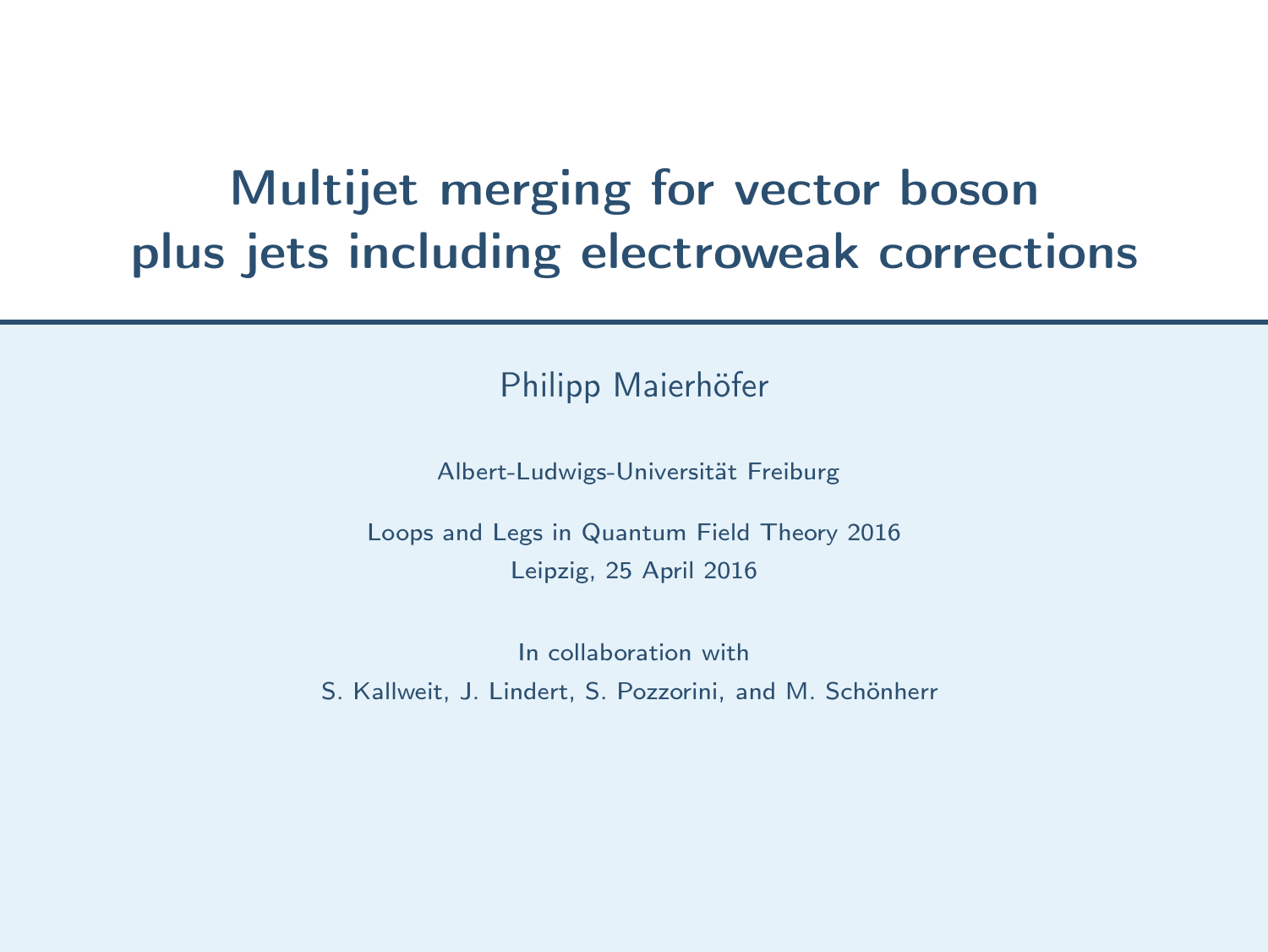# Multijet merging for vector boson plus jets including electroweak corrections

Philipp Maierhöfer

Albert-Ludwigs-Universität Freiburg

Loops and Legs in Quantum Field Theory 2016
Leipzig, 25 April 2016

In collaboration with
S. Kallweit, J. Lindert, S. Pozzorini, and M. Schönherr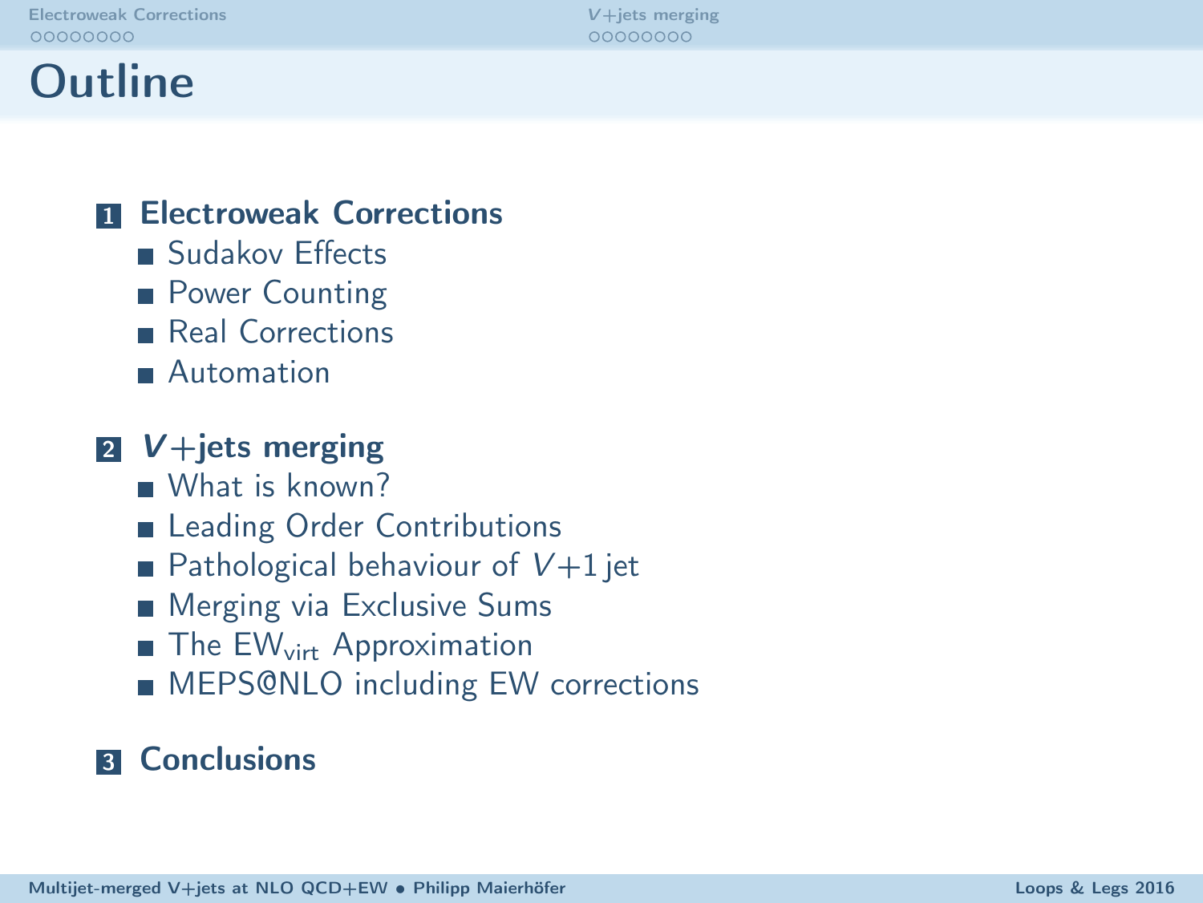# Outline

1. **Electroweak Corrections**
   - Sudakov Effects
   - Power Counting
   - Real Corrections
   - Automation
2. **$V$+jets merging**
   - What is known?
   - Leading Order Contributions
   - Pathological behaviour of $V$+1 jet
   - Merging via Exclusive Sums
   - The $\mathrm{EW}_{\mathrm{virt}}$ Approximation
   - MEPS@NLO including EW corrections
3. **Conclusions**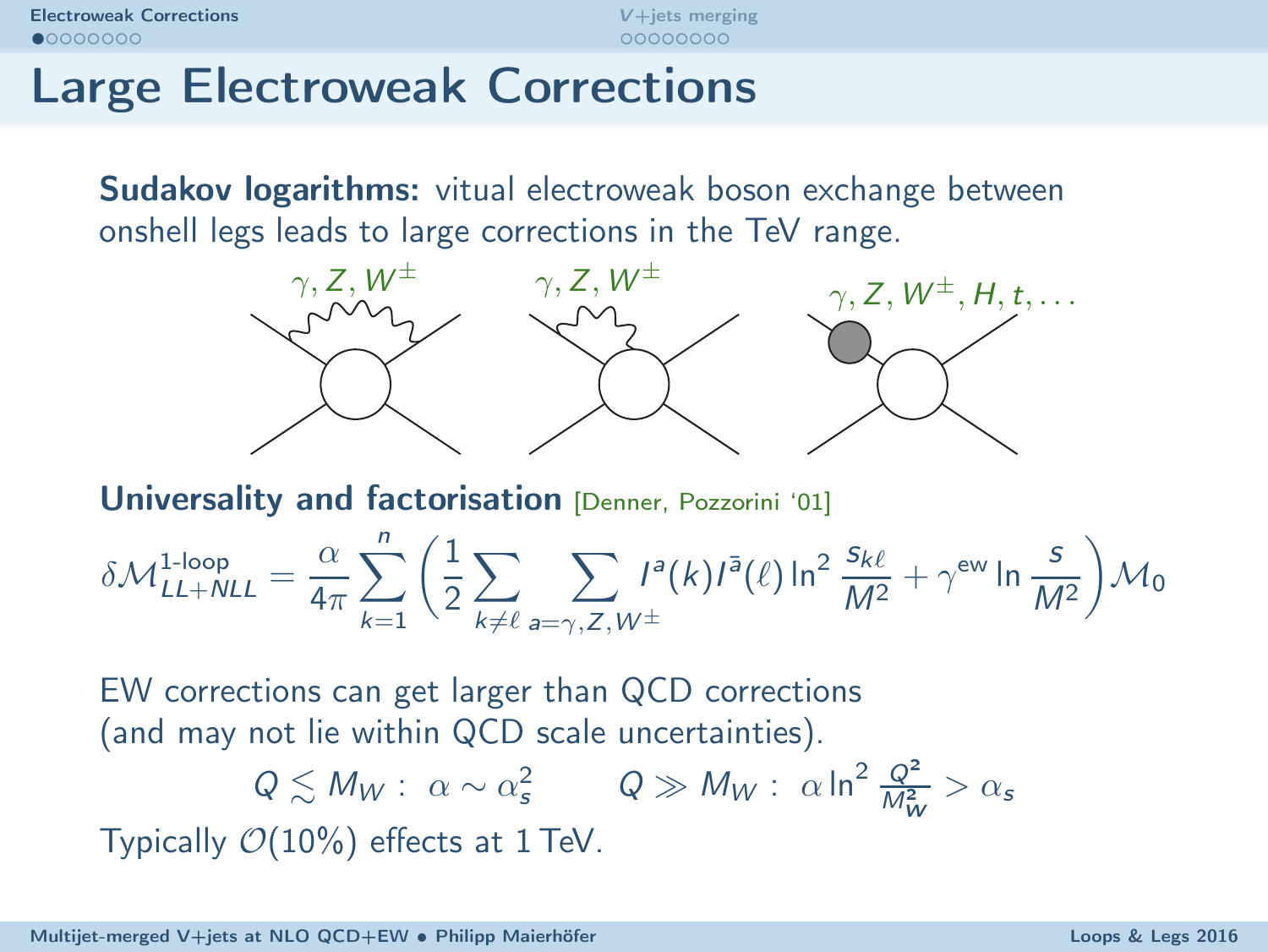# Large Electroweak Corrections

**Sudakov logarithms:** vitual electroweak boson exchange between onshell legs leads to large corrections in the TeV range.

$\gamma, Z, W^\pm$ $\gamma, Z, W^\pm$ $\gamma, Z, W^\pm, H, t, \ldots$

**Universality and factorisation** [Denner, Pozzorini '01]

$$\delta\mathcal{M}^{\text{1-loop}}_{LL+NLL} = \frac{\alpha}{4\pi}\sum_{k=1}^{n}\left(\frac{1}{2}\sum_{k\neq\ell}\sum_{a=\gamma,Z,W^\pm} I^a(k)I^{\bar{a}}(\ell)\ln^2\frac{s_{k\ell}}{M^2} + \gamma^{\text{ew}}\ln\frac{s}{M^2}\right)\mathcal{M}_0$$

EW corrections can get larger than QCD corrections (and may not lie within QCD scale uncertainties).

$$Q \lesssim M_W: \ \alpha \sim \alpha_s^2 \qquad Q \gg M_W: \ \alpha\ln^2\frac{Q^2}{M_W^2} > \alpha_s$$

Typically $\mathcal{O}(10\%)$ effects at 1 TeV.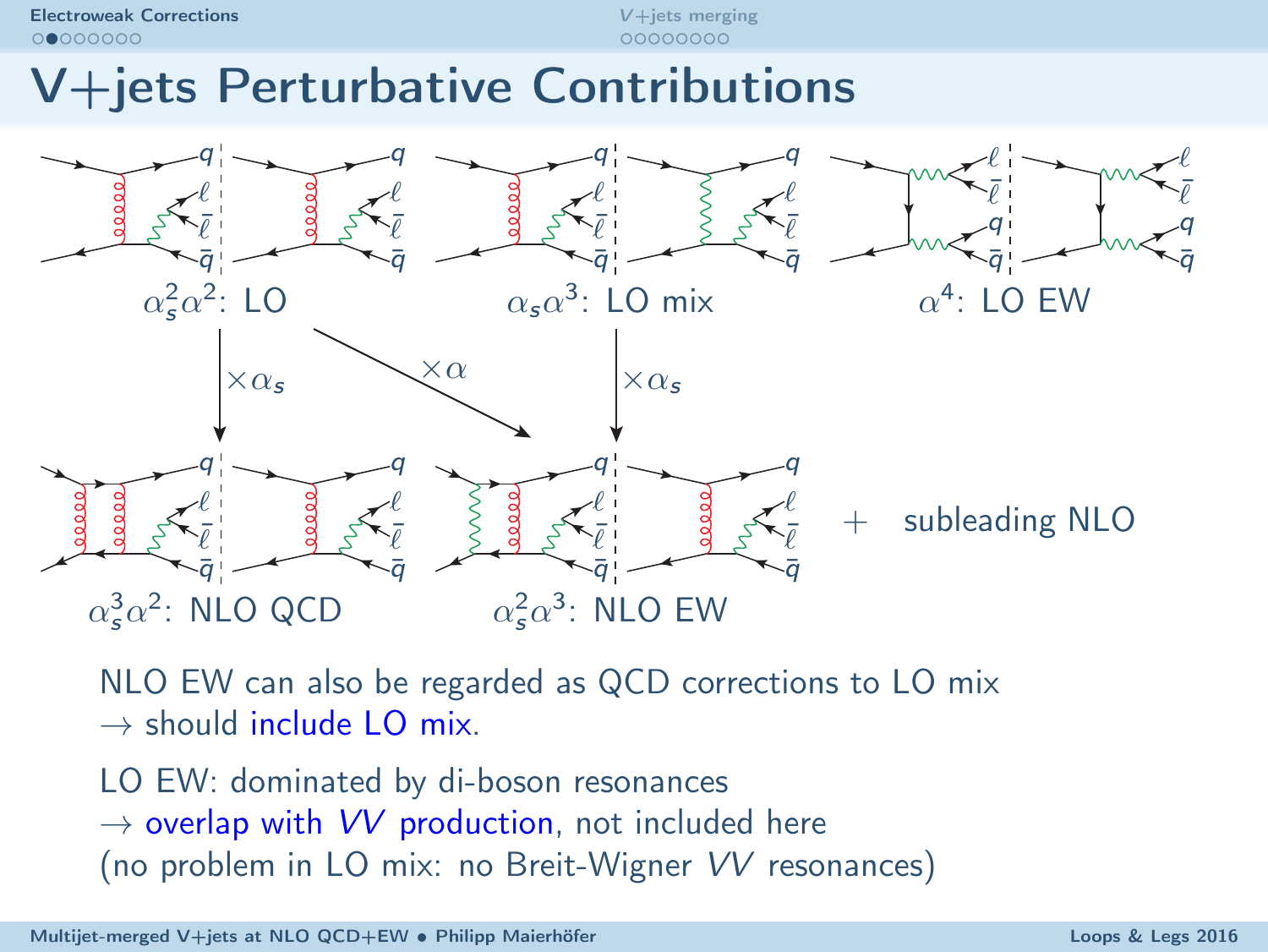# V+jets Perturbative Contributions

$\alpha_s^2\alpha^2$: LO

$\alpha_s\alpha^3$: LO mix

$\alpha^4$: LO EW

$\times\alpha_s$ $\times\alpha$ $\times\alpha_s$

$\alpha_s^3\alpha^2$: NLO QCD

$\alpha_s^2\alpha^3$: NLO EW

+ subleading NLO

NLO EW can also be regarded as QCD corrections to LO mix
→ should include LO mix.

LO EW: dominated by di-boson resonances
→ overlap with *VV* production, not included here
(no problem in LO mix: no Breit-Wigner *VV* resonances)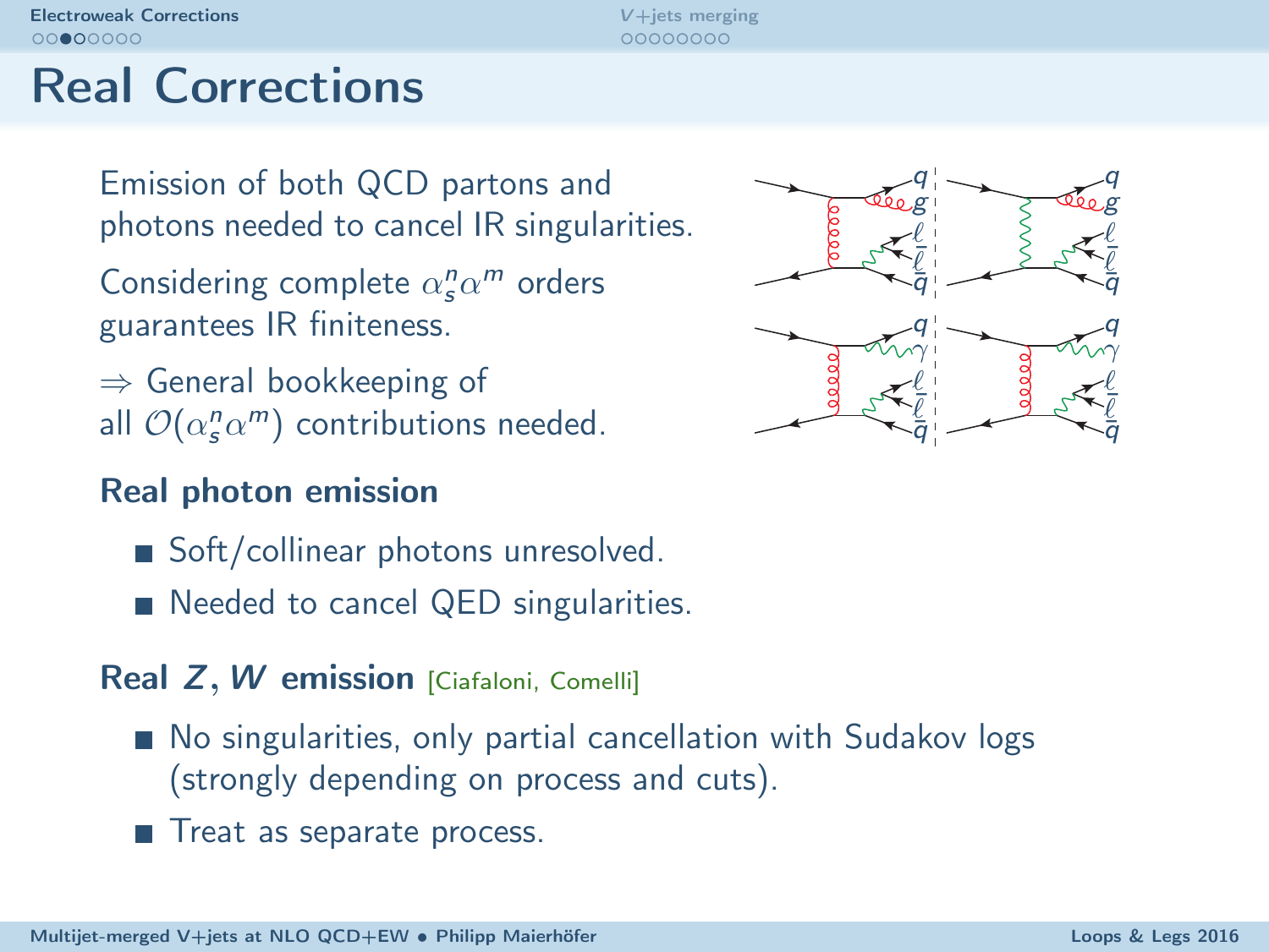# Real Corrections

Emission of both QCD partons and photons needed to cancel IR singularities.

Considering complete $\alpha_s^n \alpha^m$ orders guarantees IR finiteness.

$\Rightarrow$ General bookkeeping of all $\mathcal{O}(\alpha_s^n \alpha^m)$ contributions needed.

### Real photon emission

- Soft/collinear photons unresolved.
- Needed to cancel QED singularities.

### Real $Z, W$ emission [Ciafaloni, Comelli]

- No singularities, only partial cancellation with Sudakov logs (strongly depending on process and cuts).
- Treat as separate process.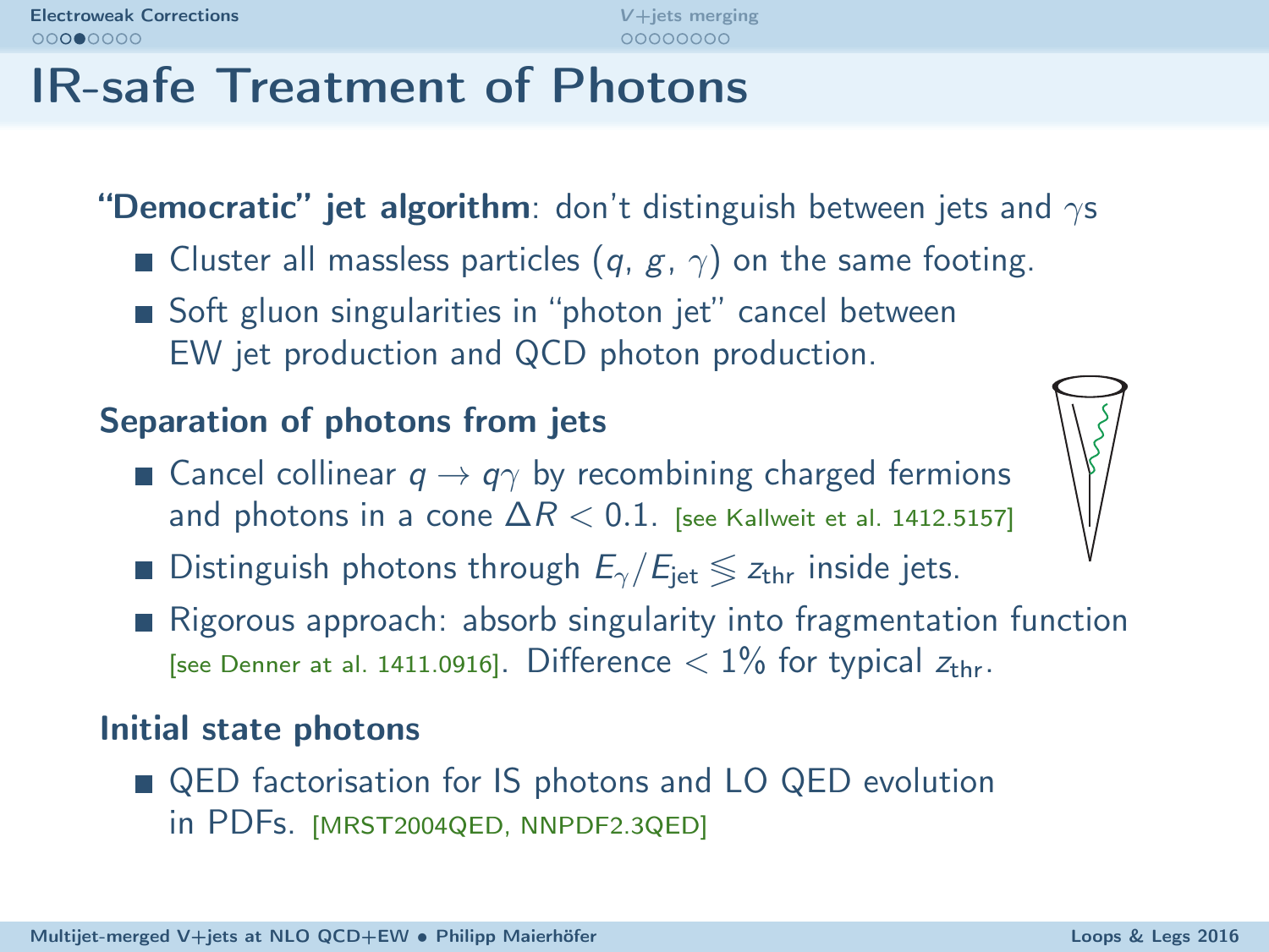# IR-safe Treatment of Photons

**"Democratic" jet algorithm**: don't distinguish between jets and $\gamma$s

- Cluster all massless particles ($q$, $g$, $\gamma$) on the same footing.
- Soft gluon singularities in "photon jet" cancel between EW jet production and QCD photon production.

**Separation of photons from jets**

- Cancel collinear $q \to q\gamma$ by recombining charged fermions and photons in a cone $\Delta R < 0.1$. [see Kallweit et al. 1412.5157]
- Distinguish photons through $E_\gamma / E_{\text{jet}} \lessgtr z_{\text{thr}}$ inside jets.
- Rigorous approach: absorb singularity into fragmentation function [see Denner at al. 1411.0916]. Difference $< 1\%$ for typical $z_{\text{thr}}$.

**Initial state photons**

- QED factorisation for IS photons and LO QED evolution in PDFs. [MRST2004QED, NNPDF2.3QED]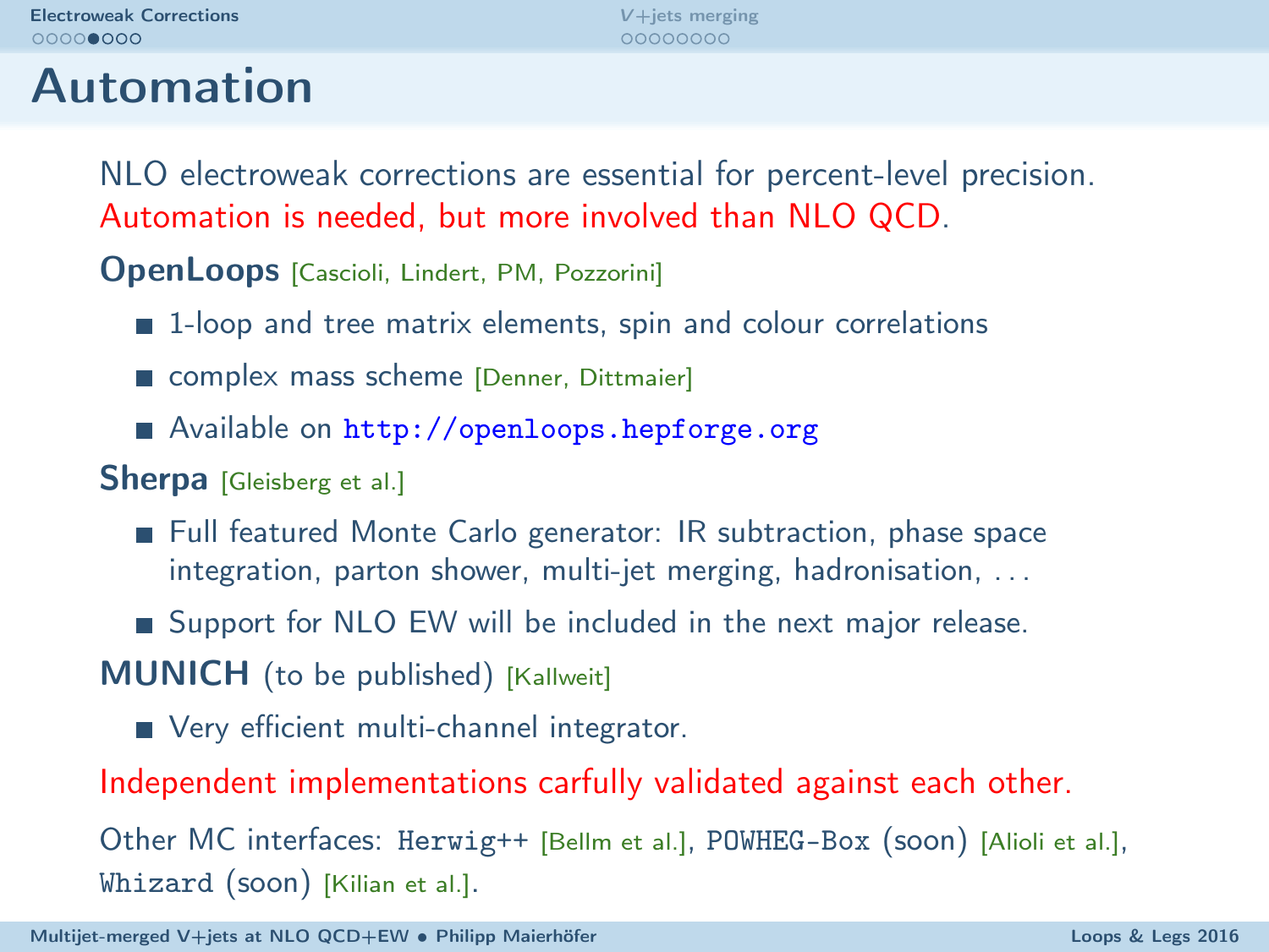# Automation

NLO electroweak corrections are essential for percent-level precision.
Automation is needed, but more involved than NLO QCD.

**OpenLoops** [Cascioli, Lindert, PM, Pozzorini]

- 1-loop and tree matrix elements, spin and colour correlations
- complex mass scheme [Denner, Dittmaier]
- Available on `http://openloops.hepforge.org`

**Sherpa** [Gleisberg et al.]

- Full featured Monte Carlo generator: IR subtraction, phase space integration, parton shower, multi-jet merging, hadronisation, ...
- Support for NLO EW will be included in the next major release.

**MUNICH** (to be published) [Kallweit]

- Very efficient multi-channel integrator.

Independent implementations carfully validated against each other.

Other MC interfaces: `Herwig++` [Bellm et al.], `POWHEG-Box` (soon) [Alioli et al.], `Whizard` (soon) [Kilian et al.].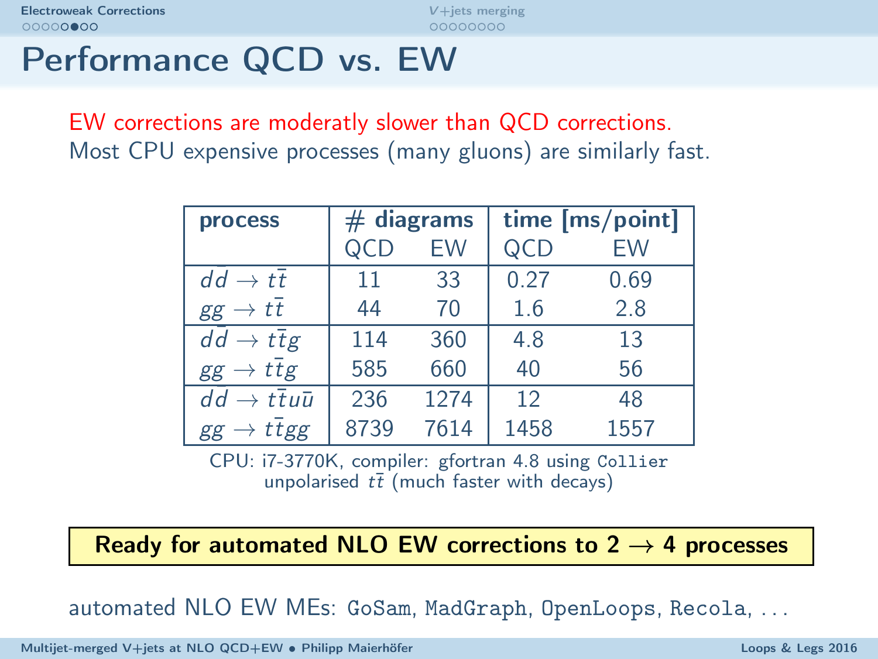# Performance QCD vs. EW

EW corrections are moderately slower than QCD corrections.
Most CPU expensive processes (many gluons) are similarly fast.

| process | # diagrams | | time [ms/point] | |
|---|---|---|---|---|
| | QCD | EW | QCD | EW |
| $d\bar{d} \to t\bar{t}$ | 11 | 33 | 0.27 | 0.69 |
| $gg \to t\bar{t}$ | 44 | 70 | 1.6 | 2.8 |
| $d\bar{d} \to t\bar{t}g$ | 114 | 360 | 4.8 | 13 |
| $gg \to t\bar{t}g$ | 585 | 660 | 40 | 56 |
| $d\bar{d} \to t\bar{t}u\bar{u}$ | 236 | 1274 | 12 | 48 |
| $gg \to t\bar{t}gg$ | 8739 | 7614 | 1458 | 1557 |

CPU: i7-3770K, compiler: gfortran 4.8 using `Collier`
unpolarised $t\bar{t}$ (much faster with decays)

**Ready for automated NLO EW corrections to 2 $\to$ 4 processes**

automated NLO EW MEs: `GoSam`, `MadGraph`, `OpenLoops`, `Recola`, ...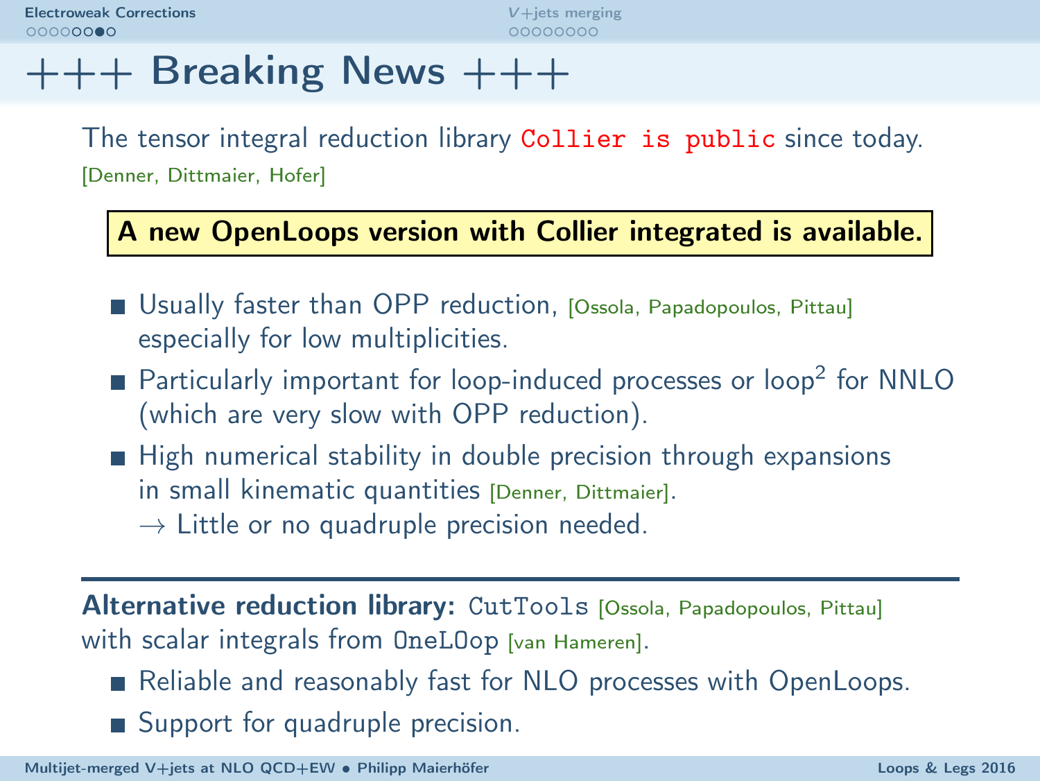# +++ Breaking News +++

The tensor integral reduction library `Collier is public` since today. [Denner, Dittmaier, Hofer]

**A new OpenLoops version with Collier integrated is available.**

- Usually faster than OPP reduction, [Ossola, Papadopoulos, Pittau] especially for low multiplicities.
- Particularly important for loop-induced processes or loop$^2$ for NNLO (which are very slow with OPP reduction).
- High numerical stability in double precision through expansions in small kinematic quantities [Denner, Dittmaier].
  $\rightarrow$ Little or no quadruple precision needed.

---

**Alternative reduction library:** `CutTools` [Ossola, Papadopoulos, Pittau] with scalar integrals from `OneLOop` [van Hameren].

- Reliable and reasonably fast for NLO processes with OpenLoops.
- Support for quadruple precision.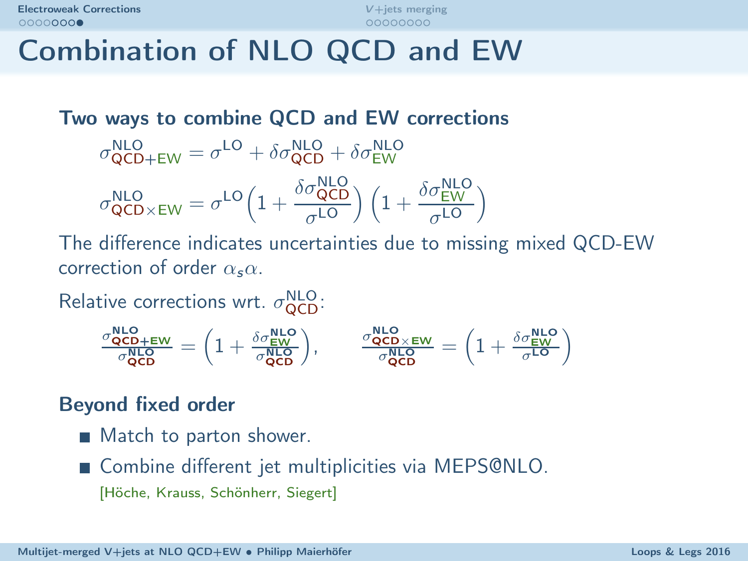# Combination of NLO QCD and EW

**Two ways to combine QCD and EW corrections**

$$\sigma^{\text{NLO}}_{\text{QCD+EW}} = \sigma^{\text{LO}} + \delta\sigma^{\text{NLO}}_{\text{QCD}} + \delta\sigma^{\text{NLO}}_{\text{EW}}$$

$$\sigma^{\text{NLO}}_{\text{QCD}\times\text{EW}} = \sigma^{\text{LO}}\left(1 + \frac{\delta\sigma^{\text{NLO}}_{\text{QCD}}}{\sigma^{\text{LO}}}\right)\left(1 + \frac{\delta\sigma^{\text{NLO}}_{\text{EW}}}{\sigma^{\text{LO}}}\right)$$

The difference indicates uncertainties due to missing mixed QCD-EW correction of order $\alpha_s\alpha$.

Relative corrections wrt. $\sigma^{\text{NLO}}_{\text{QCD}}$:

$$\frac{\sigma^{\text{NLO}}_{\text{QCD+EW}}}{\sigma^{\text{NLO}}_{\text{QCD}}} = \left(1 + \frac{\delta\sigma^{\text{NLO}}_{\text{EW}}}{\sigma^{\text{NLO}}_{\text{QCD}}}\right), \qquad \frac{\sigma^{\text{NLO}}_{\text{QCD}\times\text{EW}}}{\sigma^{\text{NLO}}_{\text{QCD}}} = \left(1 + \frac{\delta\sigma^{\text{NLO}}_{\text{EW}}}{\sigma^{\text{LO}}}\right)$$

**Beyond fixed order**

- Match to parton shower.
- Combine different jet multiplicities via MEPS@NLO. [Höche, Krauss, Schönherr, Siegert]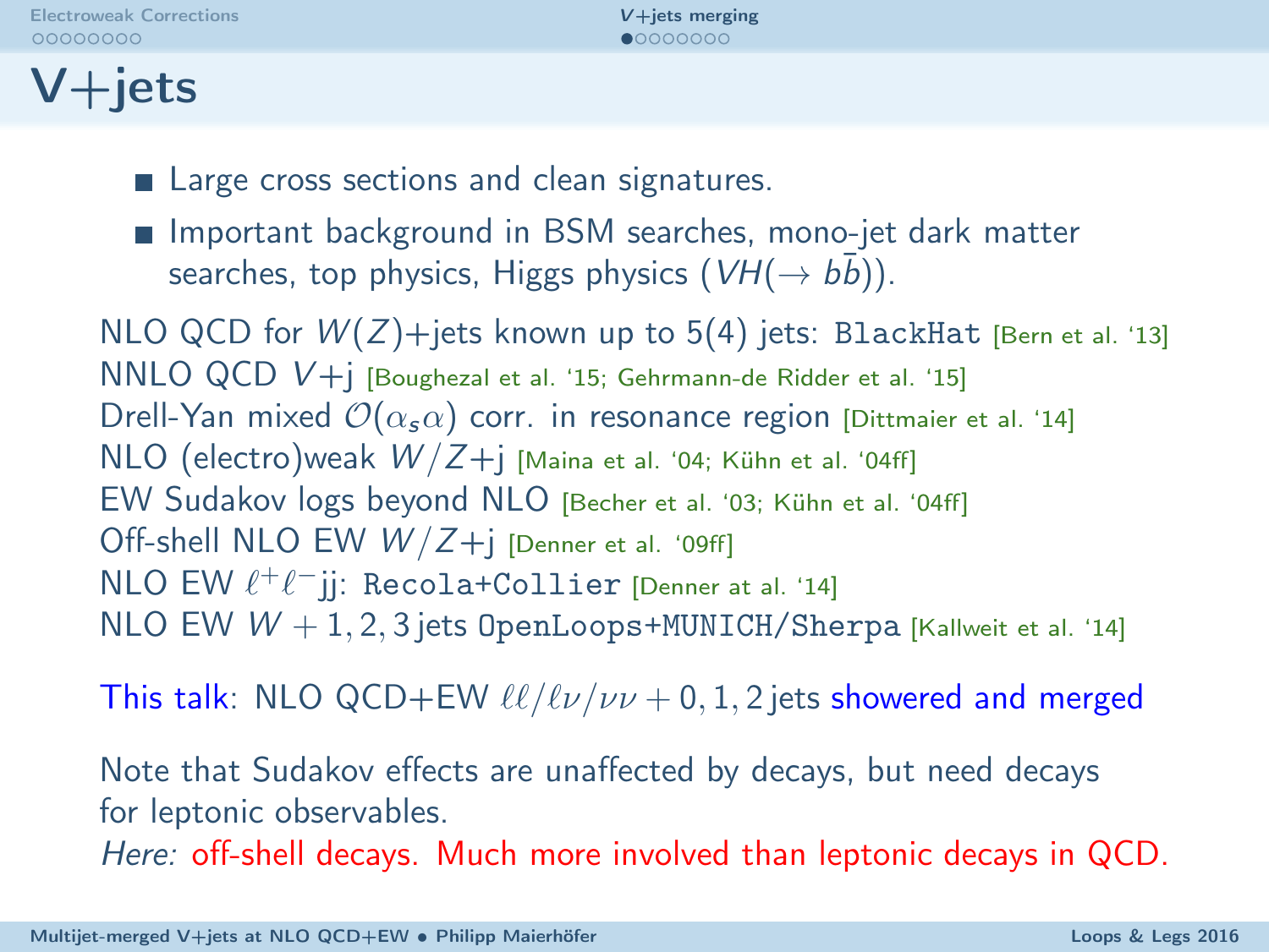# V+jets

- Large cross sections and clean signatures.
- Important background in BSM searches, mono-jet dark matter searches, top physics, Higgs physics ($VH(\to b\bar{b})$).

NLO QCD for $W(Z)$+jets known up to 5(4) jets: `BlackHat` [Bern et al. '13]
NNLO QCD $V$+j [Boughezal et al. '15; Gehrmann-de Ridder et al. '15]
Drell-Yan mixed $\mathcal{O}(\alpha_s\alpha)$ corr. in resonance region [Dittmaier et al. '14]
NLO (electro)weak $W/Z$+j [Maina et al. '04; Kühn et al. '04ff]
EW Sudakov logs beyond NLO [Becher et al. '03; Kühn et al. '04ff]
Off-shell NLO EW $W/Z$+j [Denner et al. '09ff]
NLO EW $\ell^+\ell^-$jj: `Recola+Collier` [Denner at al. '14]
NLO EW $W + 1, 2, 3$ jets `OpenLoops+MUNICH/Sherpa` [Kallweit et al. '14]

This talk: NLO QCD+EW $\ell\ell/\ell\nu/\nu\nu + 0, 1, 2$ jets showered and merged

Note that Sudakov effects are unaffected by decays, but need decays for leptonic observables.
*Here:* off-shell decays. Much more involved than leptonic decays in QCD.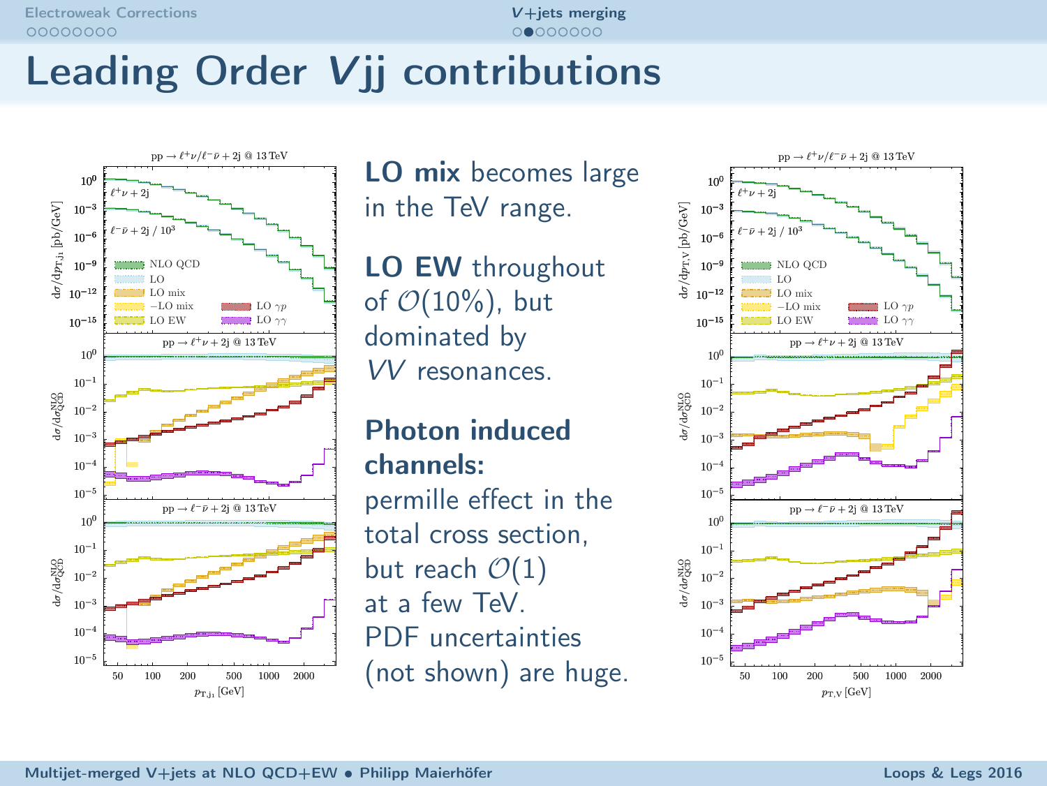# Leading Order $Vjj$ contributions

**LO mix** becomes large in the TeV range.

**LO EW** throughout of $\mathcal{O}(10\%)$, but dominated by $VV$ resonances.

**Photon induced channels:**
permille effect in the total cross section, but reach $\mathcal{O}(1)$ at a few TeV.
PDF uncertainties (not shown) are huge.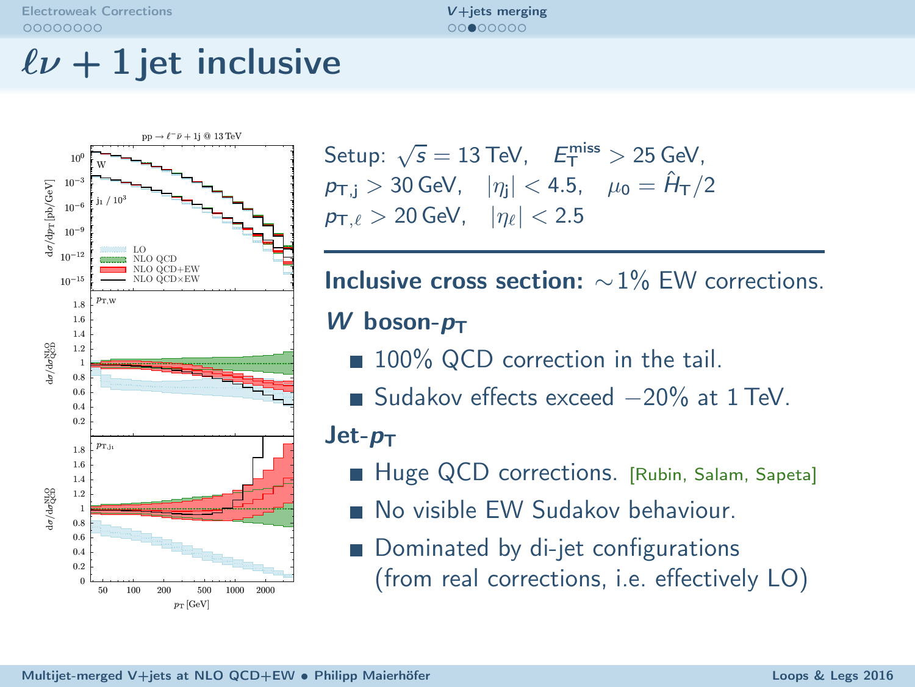# $\ell\nu + 1$ jet inclusive

Setup: $\sqrt{s} = 13$ TeV, $E_T^{\text{miss}} > 25$ GeV,
$p_{T,j} > 30$ GeV, $|\eta_j| < 4.5$, $\mu_0 = \hat{H}_T/2$
$p_{T,\ell} > 20$ GeV, $|\eta_\ell| < 2.5$

**Inclusive cross section:** $\sim 1\%$ EW corrections.

### *W* boson-$p_T$

- 100% QCD correction in the tail.
- Sudakov effects exceed $-20\%$ at 1 TeV.

### Jet-$p_T$

- Huge QCD corrections. [Rubin, Salam, Sapeta]
- No visible EW Sudakov behaviour.
- Dominated by di-jet configurations (from real corrections, i.e. effectively LO)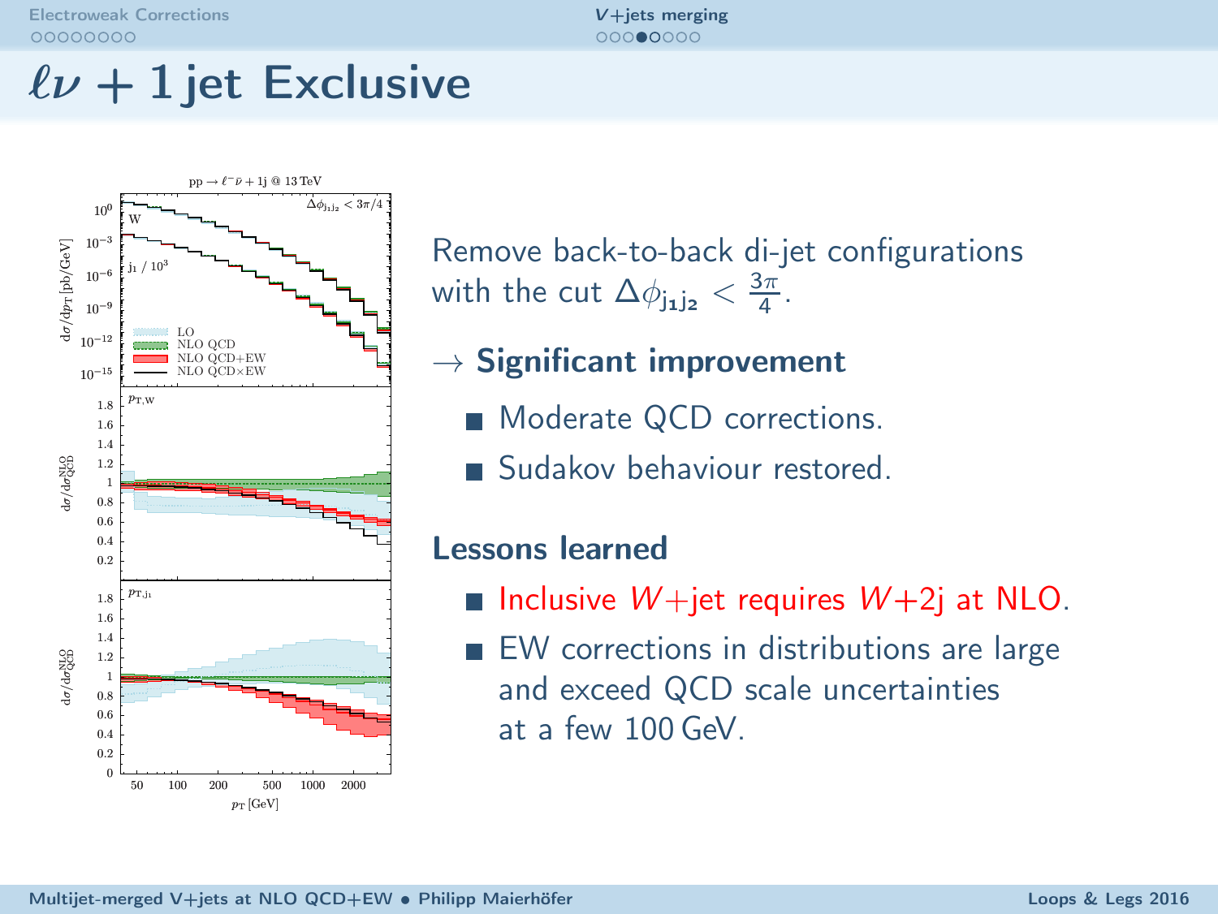# $\ell\nu + 1$ jet Exclusive

Remove back-to-back di-jet configurations with the cut $\Delta\phi_{j_1 j_2} < \frac{3\pi}{4}$.

$\rightarrow$ **Significant improvement**

- Moderate QCD corrections.
- Sudakov behaviour restored.

## Lessons learned

- Inclusive $W$+jet requires $W$+2j at NLO.
- EW corrections in distributions are large and exceed QCD scale uncertainties at a few 100 GeV.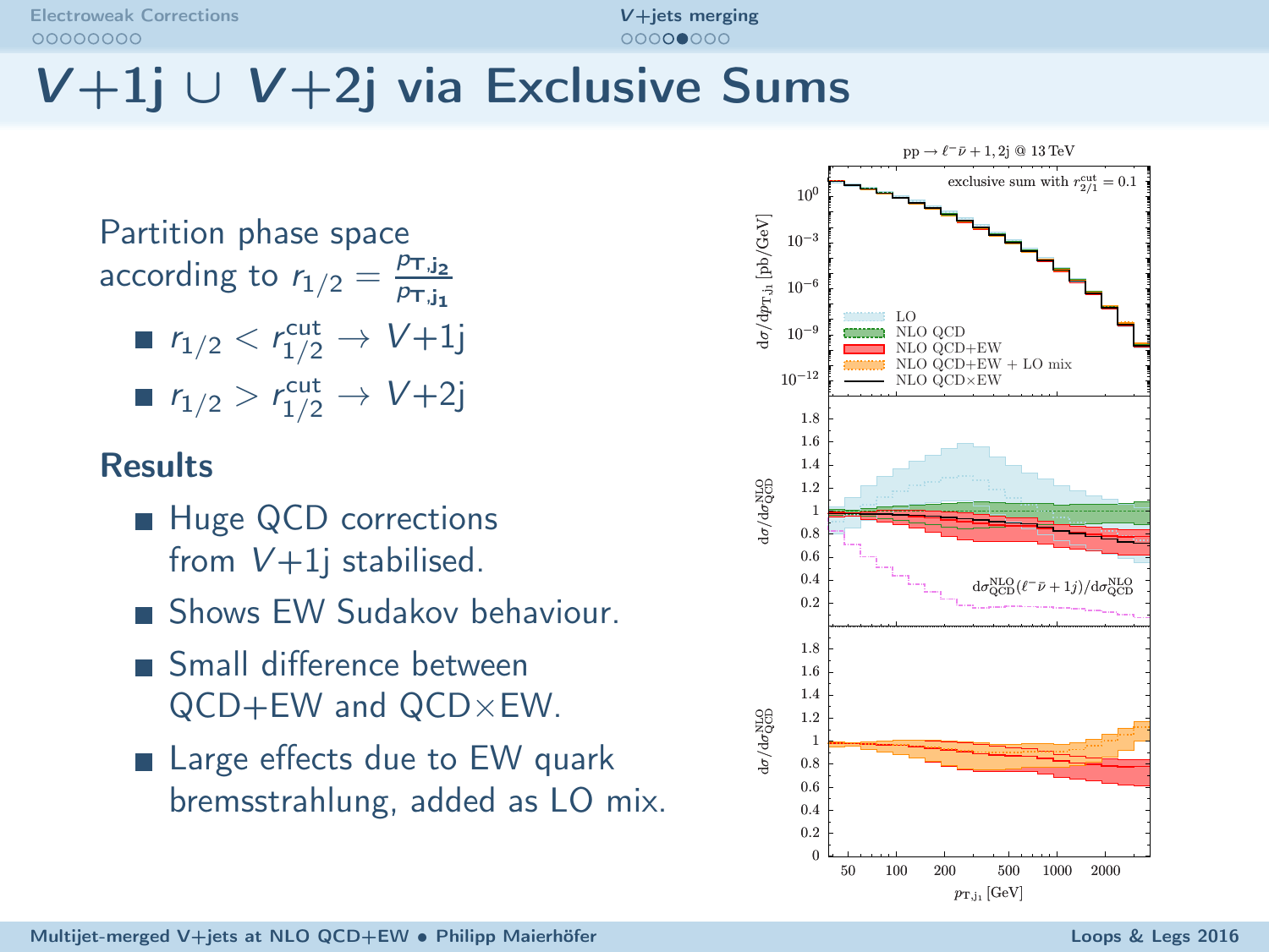# $V$+1j ∪ $V$+2j via Exclusive Sums

Partition phase space according to $r_{1/2} = \frac{p_{\mathrm{T,j_2}}}{p_{\mathrm{T,j_1}}}$

- $r_{1/2} < r_{1/2}^{\mathrm{cut}} \rightarrow V$+1j
- $r_{1/2} > r_{1/2}^{\mathrm{cut}} \rightarrow V$+2j

**Results**

- Huge QCD corrections from $V$+1j stabilised.
- Shows EW Sudakov behaviour.
- Small difference between QCD+EW and QCD×EW.
- Large effects due to EW quark bremsstrahlung, added as LO mix.

$\mathrm{pp} \rightarrow \ell^- \bar{\nu} + 1,2\mathrm{j}$ @ 13 TeV

exclusive sum with $r_{2/1}^{\mathrm{cut}} = 0.1$

Legend: LO; NLO QCD; NLO QCD+EW; NLO QCD+EW + LO mix; NLO QCD×EW

$\mathrm{d}\sigma^{\mathrm{NLO}}_{\mathrm{QCD}}(\ell^- \bar{\nu} + 1j)/\mathrm{d}\sigma^{\mathrm{NLO}}_{\mathrm{QCD}}$

Axes: $\mathrm{d}\sigma/\mathrm{d}p_{\mathrm{T,j_1}}$ [pb/GeV]; $\mathrm{d}\sigma/\mathrm{d}\sigma^{\mathrm{NLO}}_{\mathrm{QCD}}$; $p_{\mathrm{T,j_1}}$ [GeV]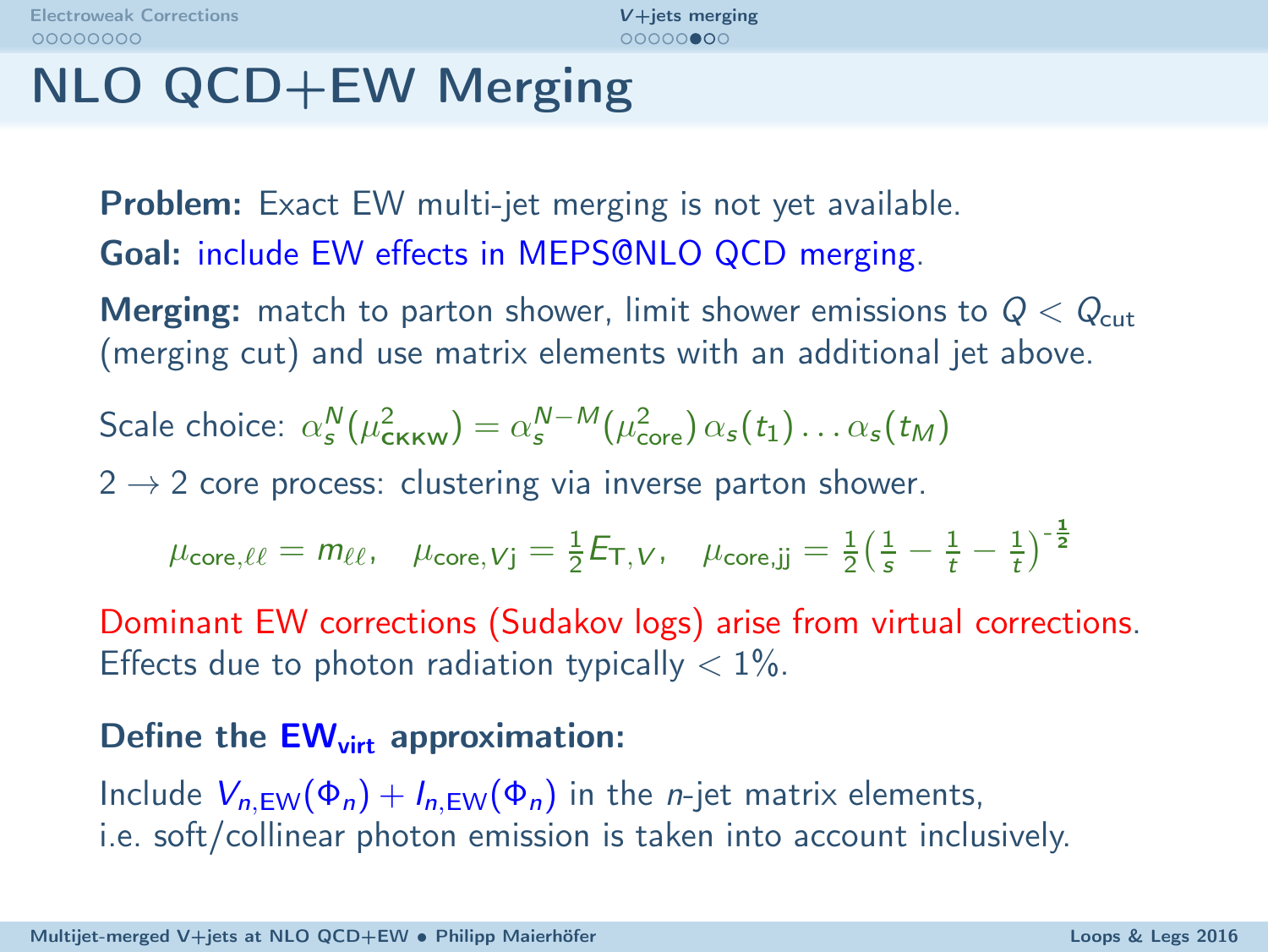# NLO QCD+EW Merging

**Problem:** Exact EW multi-jet merging is not yet available.

**Goal:** include EW effects in MEPS@NLO QCD merging.

**Merging:** match to parton shower, limit shower emissions to $Q < Q_{\text{cut}}$ (merging cut) and use matrix elements with an additional jet above.

Scale choice: $\alpha_s^N(\mu_{\text{CKKW}}^2) = \alpha_s^{N-M}(\mu_{\text{core}}^2)\,\alpha_s(t_1)\ldots\alpha_s(t_M)$

$2 \to 2$ core process: clustering via inverse parton shower.

$$\mu_{\text{core},\ell\ell} = m_{\ell\ell}, \quad \mu_{\text{core},Vj} = \frac{1}{2}E_{\text{T},V}, \quad \mu_{\text{core,jj}} = \frac{1}{2}\left(\frac{1}{s} - \frac{1}{t} - \frac{1}{t}\right)^{-\frac{1}{2}}$$

Dominant EW corrections (Sudakov logs) arise from virtual corrections.
Effects due to photon radiation typically $< 1\%$.

**Define the $\text{EW}_{\text{virt}}$ approximation:**

Include $V_{n,\text{EW}}(\Phi_n) + I_{n,\text{EW}}(\Phi_n)$ in the $n$-jet matrix elements,
i.e. soft/collinear photon emission is taken into account inclusively.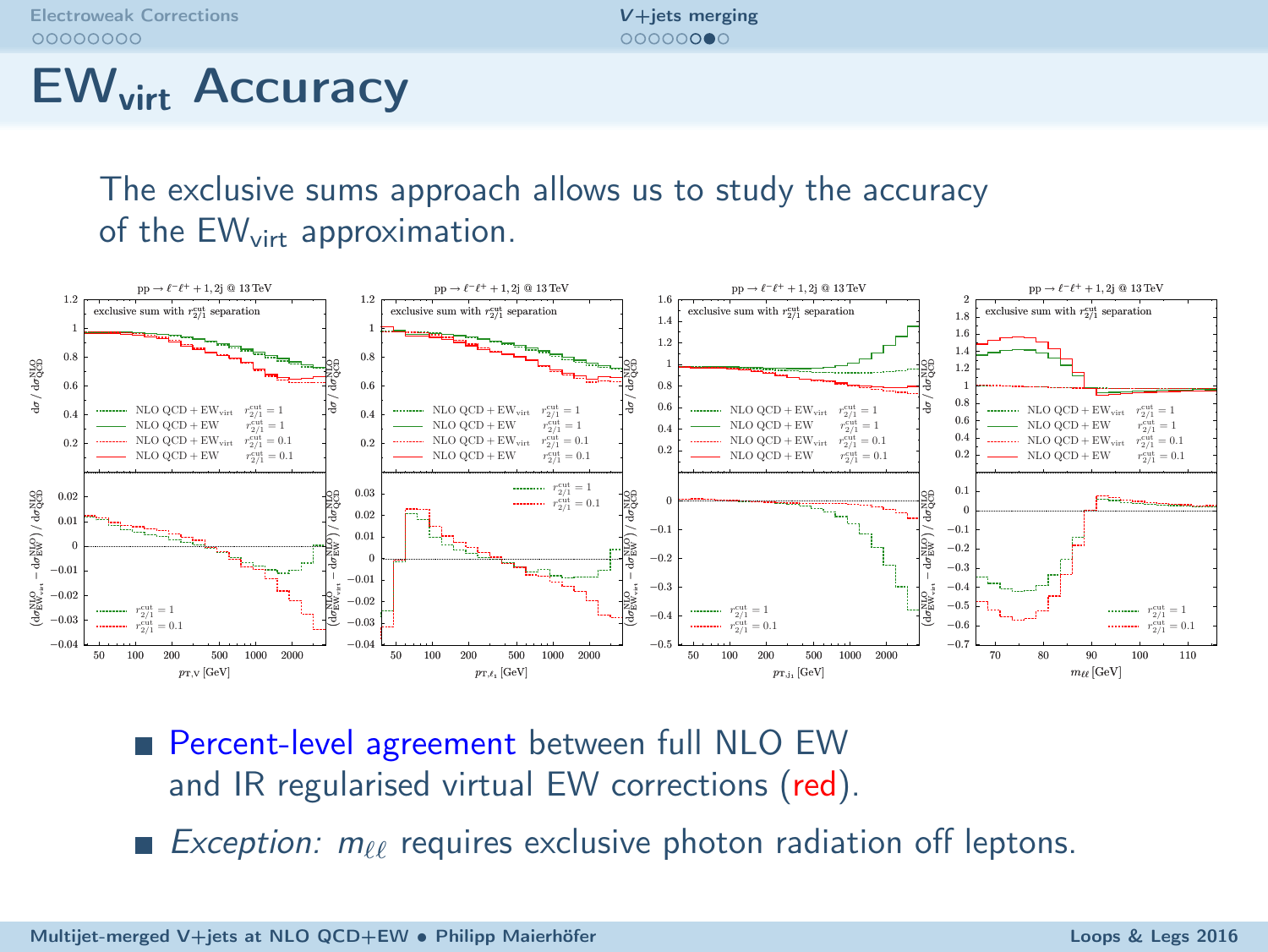# $\mathrm{EW_{virt}}$ Accuracy

The exclusive sums approach allows us to study the accuracy of the $\mathrm{EW_{virt}}$ approximation.

- Percent-level agreement between full NLO EW and IR regularised virtual EW corrections (red).
- *Exception:* $m_{\ell\ell}$ requires exclusive photon radiation off leptons.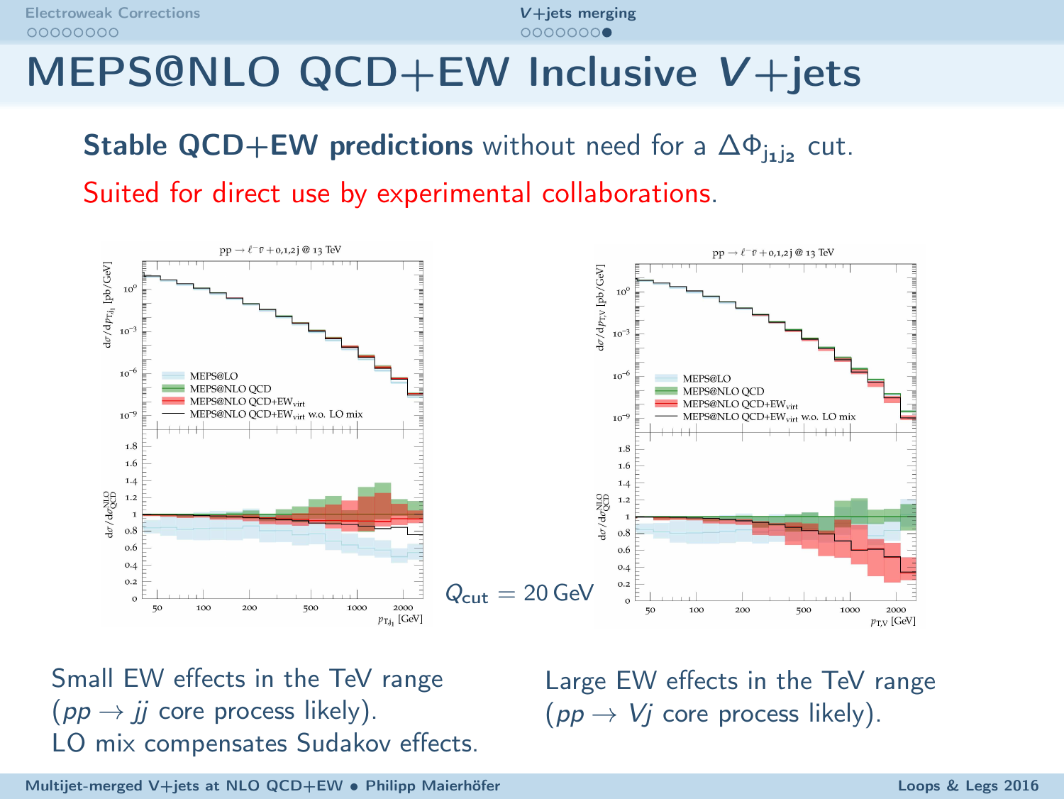# MEPS@NLO QCD+EW Inclusive $V$+jets

**Stable QCD+EW predictions** without need for a $\Delta\Phi_{j_1 j_2}$ cut.

Suited for direct use by experimental collaborations.

$Q_{\text{cut}} = 20\,\text{GeV}$

Small EW effects in the TeV range ($pp \to jj$ core process likely).
LO mix compensates Sudakov effects.

Large EW effects in the TeV range ($pp \to Vj$ core process likely).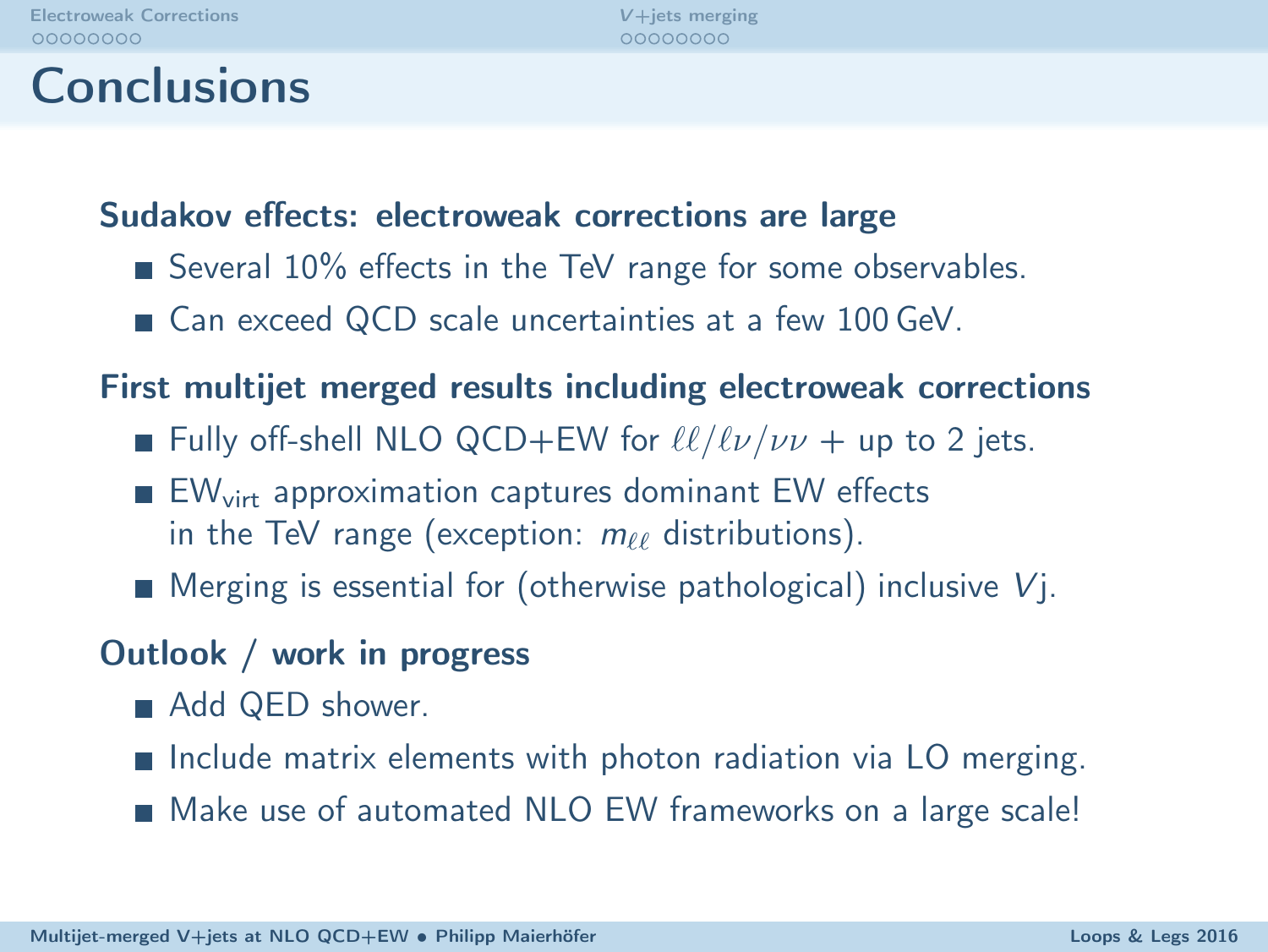# Conclusions

**Sudakov effects: electroweak corrections are large**

- Several 10% effects in the TeV range for some observables.
- Can exceed QCD scale uncertainties at a few 100 GeV.

**First multijet merged results including electroweak corrections**

- Fully off-shell NLO QCD+EW for $\ell\ell/\ell\nu/\nu\nu$ + up to 2 jets.
- $\text{EW}_\text{virt}$ approximation captures dominant EW effects in the TeV range (exception: $m_{\ell\ell}$ distributions).
- Merging is essential for (otherwise pathological) inclusive $V$j.

**Outlook / work in progress**

- Add QED shower.
- Include matrix elements with photon radiation via LO merging.
- Make use of automated NLO EW frameworks on a large scale!